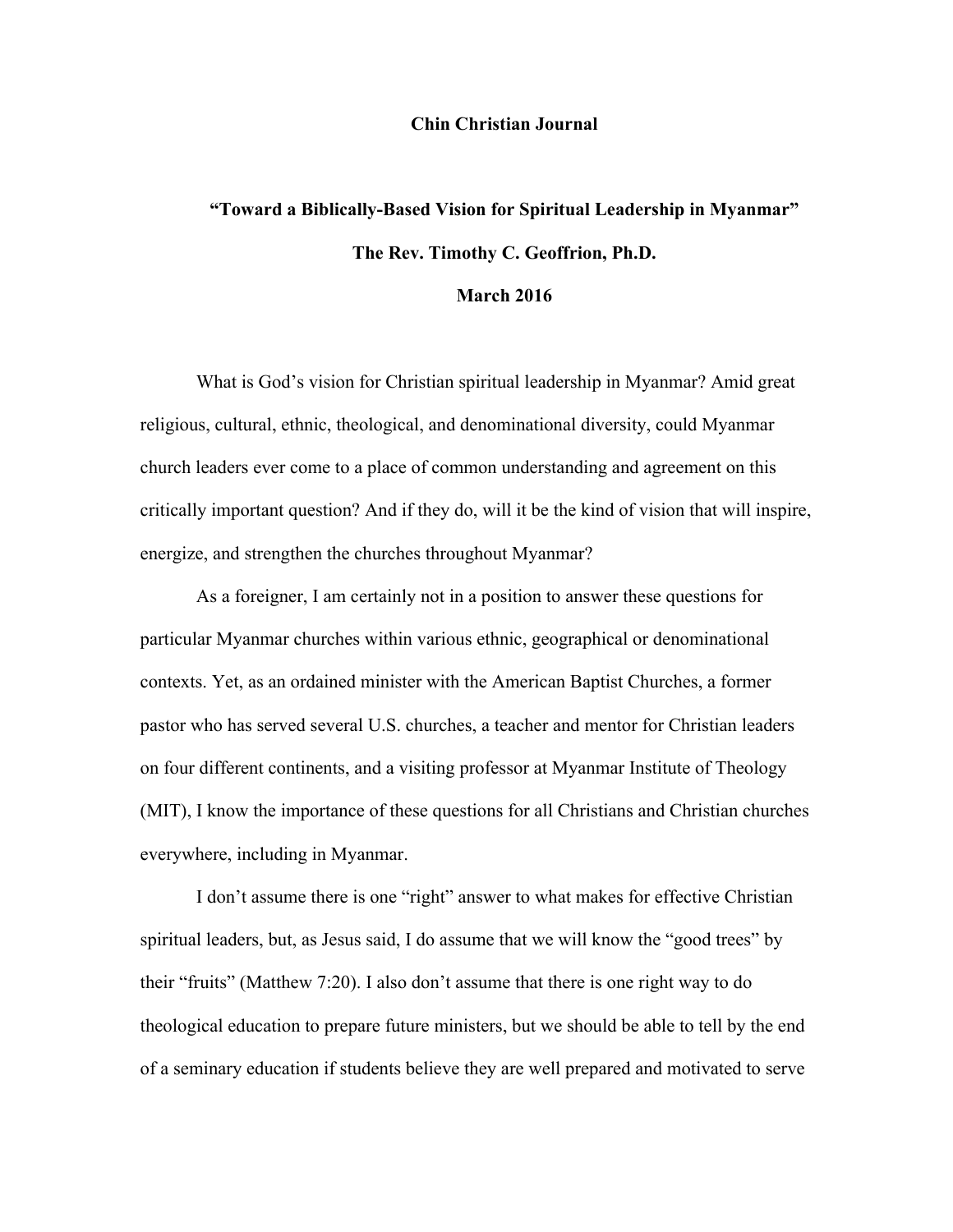**Chin Christian Journal**

# "Toward a Biblically-Based Vision for Spiritual Leadership in Myanmar"

**The Rev. Timothy C. Geoffrion, Ph.D.**

**March 2016**

What is God's vision for Christian spiritual leadership in Myanmar? Amid great religious, cultural, ethnic, theological, and denominational diversity, could Myanmar church leaders ever come to a place of common understanding and agreement on this critically important question? And if they do, will it be the kind of vision that will inspire, energize, and strengthen the churches throughout Myanmar?

As a foreigner, I am certainly not in a position to answer these questions for particular Myanmar churches within various ethnic, geographical or denominational contexts. Yet, as an ordained minister with the American Baptist Churches, a former pastor who has served several U.S. churches, a teacher and mentor for Christian leaders on four different continents, and a visiting professor at Myanmar Institute of Theology (MIT), I know the importance of these questions for all Christians and Christian churches everywhere, including in Myanmar.

I don't assume there is one "right" answer to what makes for effective Christian spiritual leaders, but, as Jesus said, I do assume that we will know the "good trees" by their "fruits" (Matthew 7:20). I also don't assume that there is one right way to do theological education to prepare future ministers, but we should be able to tell by the end of a seminary education if students believe they are well prepared and motivated to serve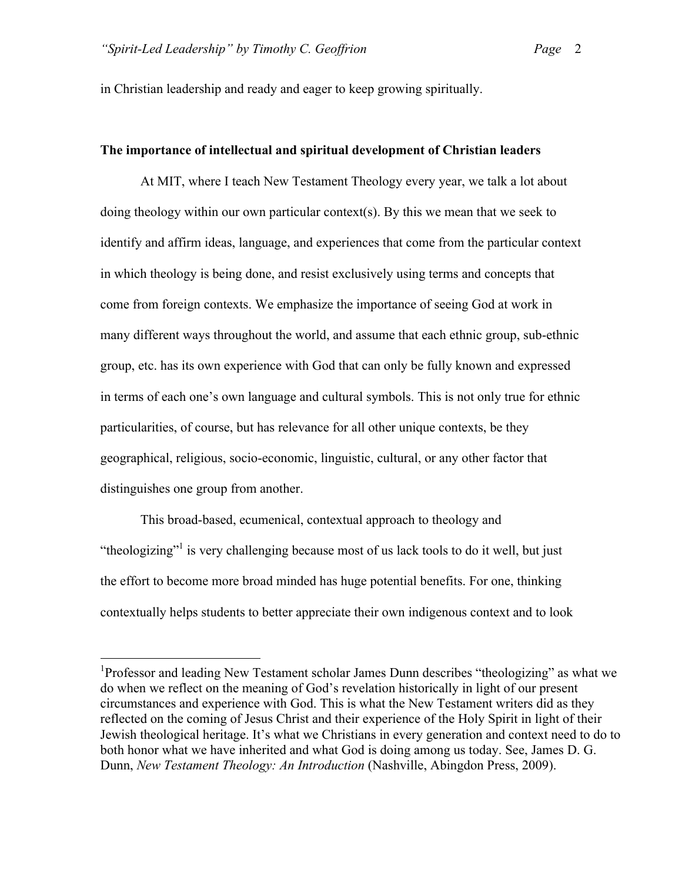in Christian leadership and ready and eager to keep growing spiritually.

**The importance of intellectual and spiritual development of Christian leaders**

At MIT, where I teach New Testament Theology every year, we talk a lot about doing theology within our own particular context(s). By this we mean that we seek to identify and affirm ideas, language, and experiences that come from the particular context in which theology is being done, and resist exclusively using terms and concepts that come from foreign contexts. We emphasize the importance of seeing God at work in many different ways throughout the world, and assume that each ethnic group, sub-ethnic group, etc. has its own experience with God that can only be fully known and expressed in terms of each one's own language and cultural symbols. This is not only true for ethnic particularities, of course, but has relevance for all other unique contexts, be they geographical, religious, socio-economic, linguistic, cultural, or any other factor that distinguishes one group from another.

This broad-based, ecumenical, contextual approach to theology and "theologizing"[1] is very challenging because most of us lack tools to do it well, but just the effort to become more broad minded has huge potential benefits. For one, thinking contextually helps students to better appreciate their own indigenous context and to look

---

[1]Professor and leading New Testament scholar James Dunn describes "theologizing" as what we do when we reflect on the meaning of God's revelation historically in light of our present circumstances and experience with God. This is what the New Testament writers did as they reflected on the coming of Jesus Christ and their experience of the Holy Spirit in light of their Jewish theological heritage. It's what we Christians in every generation and context need to do to both honor what we have inherited and what God is doing among us today. See, James D. G. Dunn, *New Testament Theology: An Introduction* (Nashville, Abingdon Press, 2009).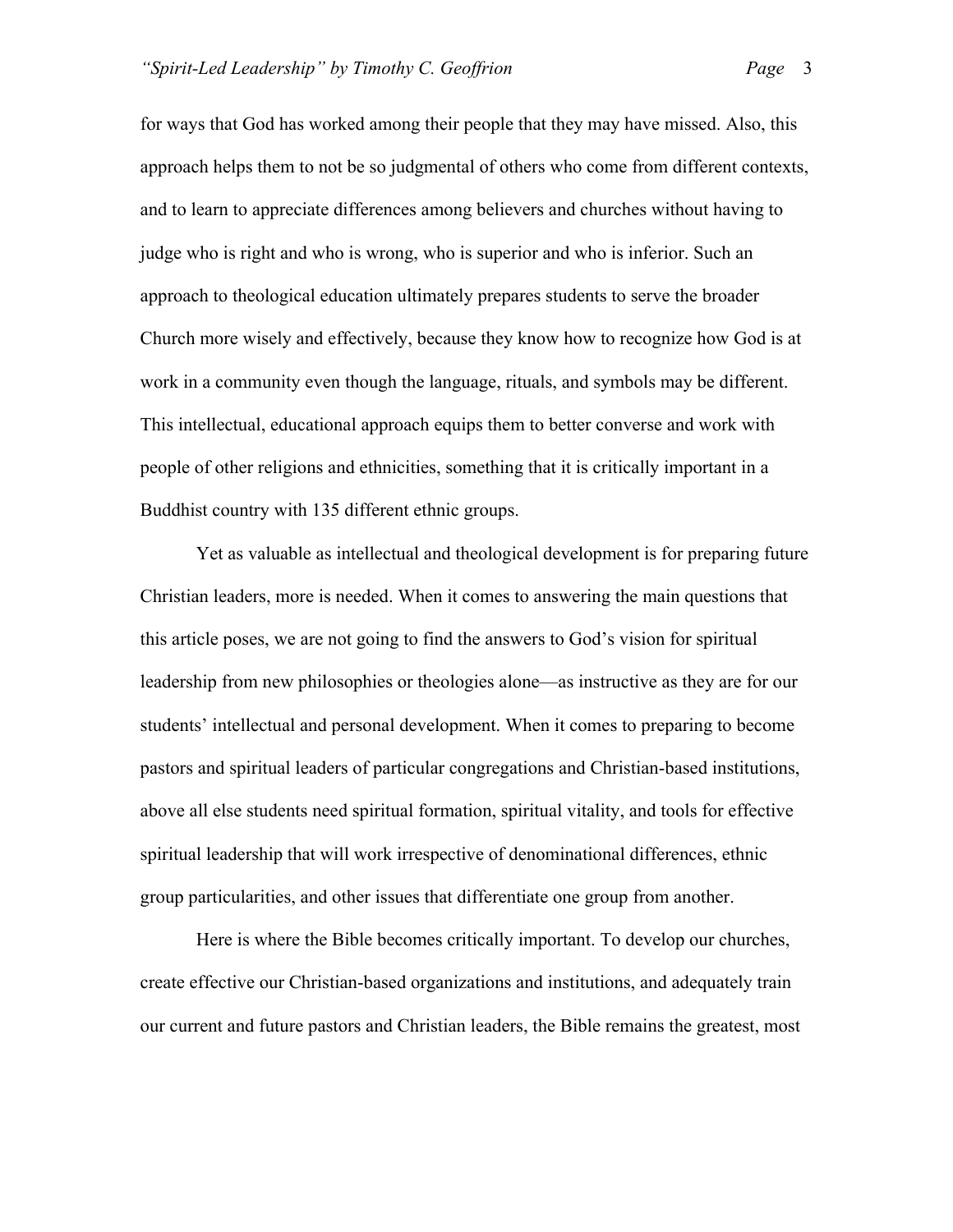for ways that God has worked among their people that they may have missed. Also, this approach helps them to not be so judgmental of others who come from different contexts, and to learn to appreciate differences among believers and churches without having to judge who is right and who is wrong, who is superior and who is inferior. Such an approach to theological education ultimately prepares students to serve the broader Church more wisely and effectively, because they know how to recognize how God is at work in a community even though the language, rituals, and symbols may be different. This intellectual, educational approach equips them to better converse and work with people of other religions and ethnicities, something that it is critically important in a Buddhist country with 135 different ethnic groups.

Yet as valuable as intellectual and theological development is for preparing future Christian leaders, more is needed. When it comes to answering the main questions that this article poses, we are not going to find the answers to God's vision for spiritual leadership from new philosophies or theologies alone—as instructive as they are for our students' intellectual and personal development. When it comes to preparing to become pastors and spiritual leaders of particular congregations and Christian-based institutions, above all else students need spiritual formation, spiritual vitality, and tools for effective spiritual leadership that will work irrespective of denominational differences, ethnic group particularities, and other issues that differentiate one group from another.

Here is where the Bible becomes critically important. To develop our churches, create effective our Christian-based organizations and institutions, and adequately train our current and future pastors and Christian leaders, the Bible remains the greatest, most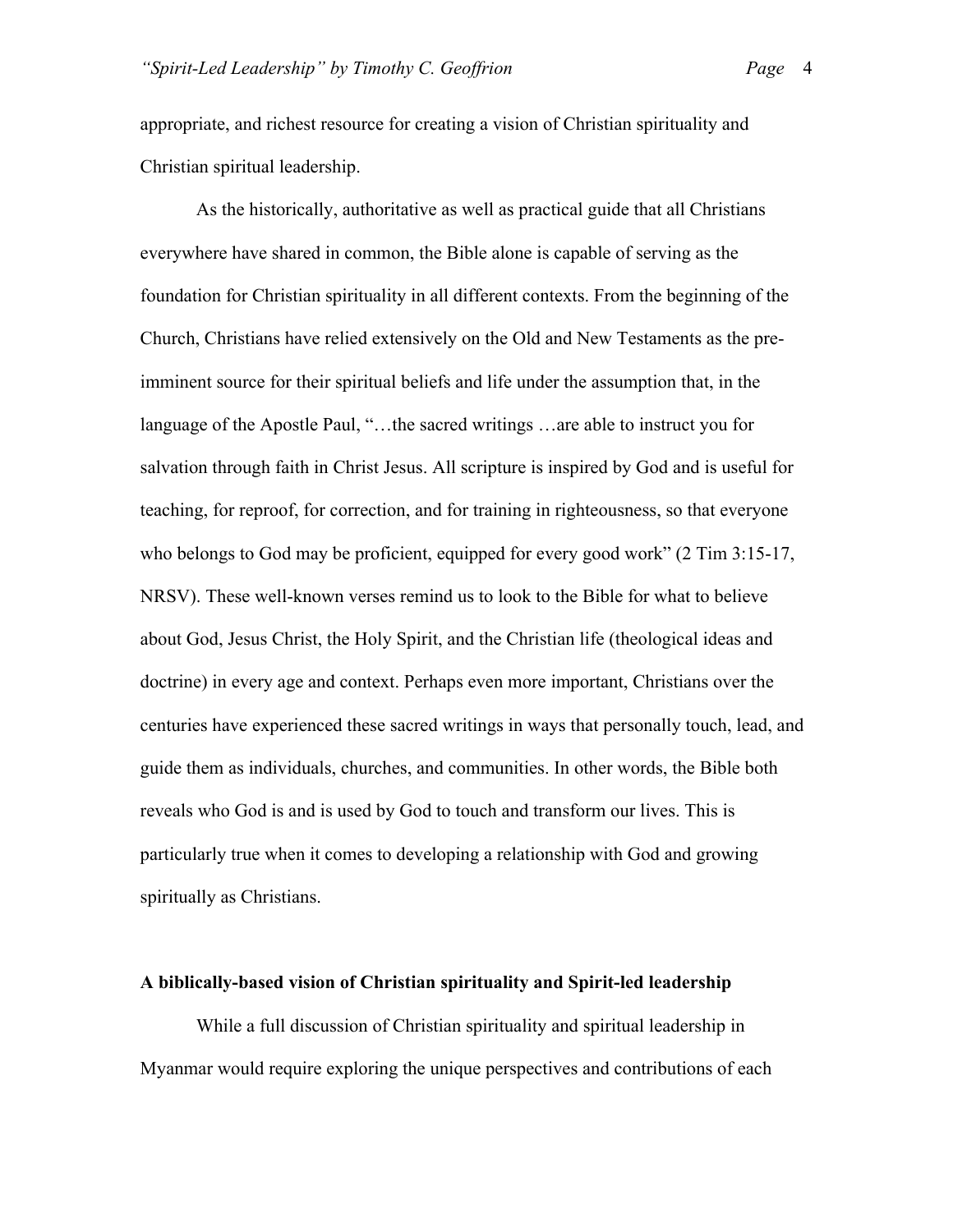appropriate, and richest resource for creating a vision of Christian spirituality and Christian spiritual leadership.

As the historically, authoritative as well as practical guide that all Christians everywhere have shared in common, the Bible alone is capable of serving as the foundation for Christian spirituality in all different contexts. From the beginning of the Church, Christians have relied extensively on the Old and New Testaments as the pre-imminent source for their spiritual beliefs and life under the assumption that, in the language of the Apostle Paul, "…the sacred writings …are able to instruct you for salvation through faith in Christ Jesus. All scripture is inspired by God and is useful for teaching, for reproof, for correction, and for training in righteousness, so that everyone who belongs to God may be proficient, equipped for every good work" (2 Tim 3:15-17, NRSV). These well-known verses remind us to look to the Bible for what to believe about God, Jesus Christ, the Holy Spirit, and the Christian life (theological ideas and doctrine) in every age and context. Perhaps even more important, Christians over the centuries have experienced these sacred writings in ways that personally touch, lead, and guide them as individuals, churches, and communities. In other words, the Bible both reveals who God is and is used by God to touch and transform our lives. This is particularly true when it comes to developing a relationship with God and growing spiritually as Christians.

**A biblically-based vision of Christian spirituality and Spirit-led leadership**

While a full discussion of Christian spirituality and spiritual leadership in Myanmar would require exploring the unique perspectives and contributions of each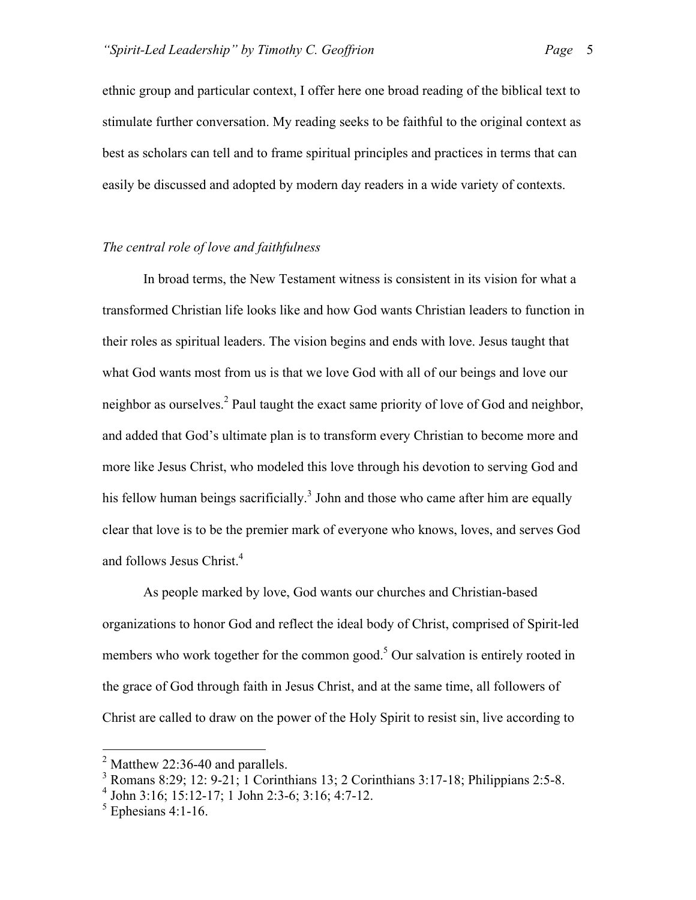ethnic group and particular context, I offer here one broad reading of the biblical text to stimulate further conversation. My reading seeks to be faithful to the original context as best as scholars can tell and to frame spiritual principles and practices in terms that can easily be discussed and adopted by modern day readers in a wide variety of contexts.

### *The central role of love and faithfulness*

In broad terms, the New Testament witness is consistent in its vision for what a transformed Christian life looks like and how God wants Christian leaders to function in their roles as spiritual leaders. The vision begins and ends with love. Jesus taught that what God wants most from us is that we love God with all of our beings and love our neighbor as ourselves.[2] Paul taught the exact same priority of love of God and neighbor, and added that God's ultimate plan is to transform every Christian to become more and more like Jesus Christ, who modeled this love through his devotion to serving God and his fellow human beings sacrificially.[3] John and those who came after him are equally clear that love is to be the premier mark of everyone who knows, loves, and serves God and follows Jesus Christ.[4]

As people marked by love, God wants our churches and Christian-based organizations to honor God and reflect the ideal body of Christ, comprised of Spirit-led members who work together for the common good.[5] Our salvation is entirely rooted in the grace of God through faith in Jesus Christ, and at the same time, all followers of Christ are called to draw on the power of the Holy Spirit to resist sin, live according to

---

[2] Matthew 22:36-40 and parallels.

[3] Romans 8:29; 12: 9-21; 1 Corinthians 13; 2 Corinthians 3:17-18; Philippians 2:5-8.

[4] John 3:16; 15:12-17; 1 John 2:3-6; 3:16; 4:7-12.

[5] Ephesians 4:1-16.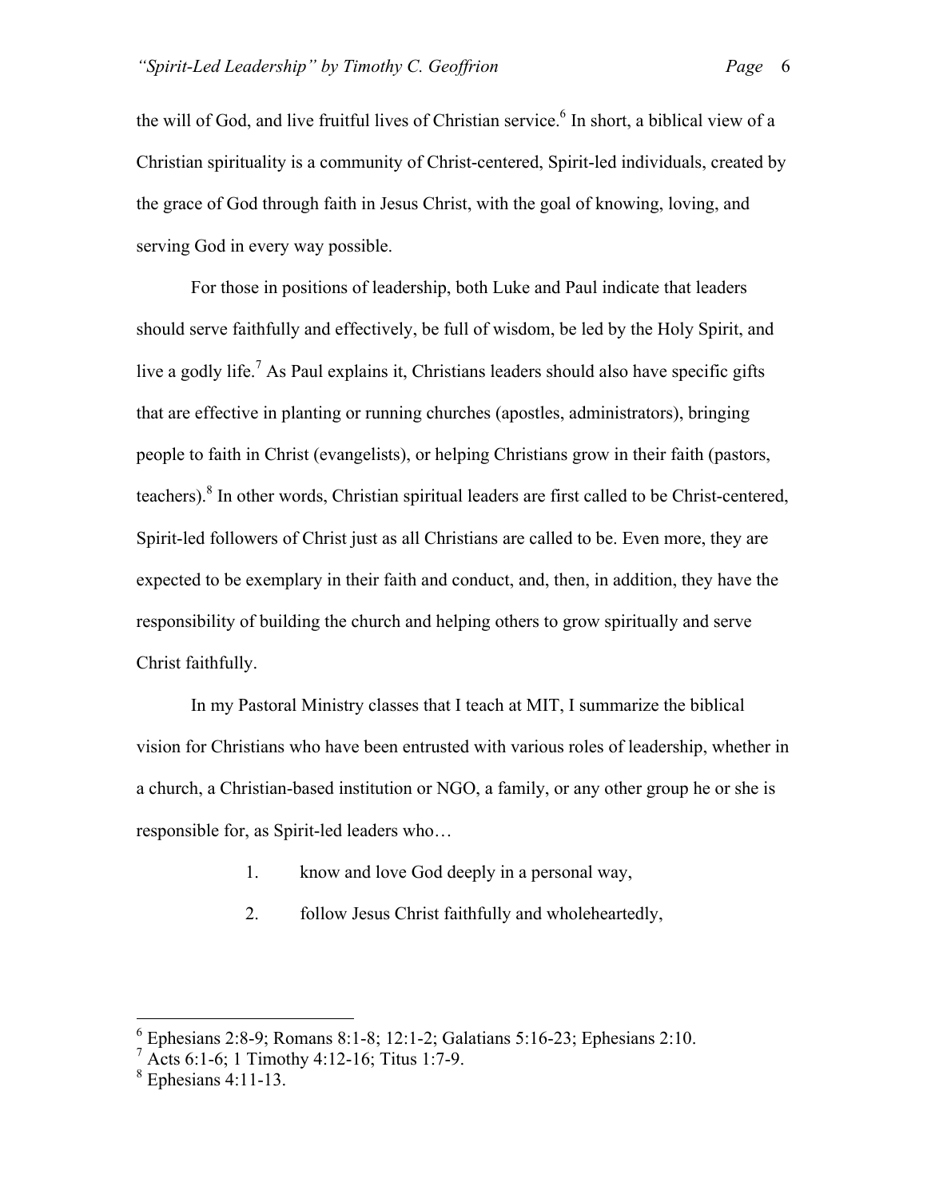the will of God, and live fruitful lives of Christian service.[6] In short, a biblical view of a Christian spirituality is a community of Christ-centered, Spirit-led individuals, created by the grace of God through faith in Jesus Christ, with the goal of knowing, loving, and serving God in every way possible.

For those in positions of leadership, both Luke and Paul indicate that leaders should serve faithfully and effectively, be full of wisdom, be led by the Holy Spirit, and live a godly life.[7] As Paul explains it, Christians leaders should also have specific gifts that are effective in planting or running churches (apostles, administrators), bringing people to faith in Christ (evangelists), or helping Christians grow in their faith (pastors, teachers).[8] In other words, Christian spiritual leaders are first called to be Christ-centered, Spirit-led followers of Christ just as all Christians are called to be. Even more, they are expected to be exemplary in their faith and conduct, and, then, in addition, they have the responsibility of building the church and helping others to grow spiritually and serve Christ faithfully.

In my Pastoral Ministry classes that I teach at MIT, I summarize the biblical vision for Christians who have been entrusted with various roles of leadership, whether in a church, a Christian-based institution or NGO, a family, or any other group he or she is responsible for, as Spirit-led leaders who…

1. know and love God deeply in a personal way,
2. follow Jesus Christ faithfully and wholeheartedly,

---

[6] Ephesians 2:8-9; Romans 8:1-8; 12:1-2; Galatians 5:16-23; Ephesians 2:10.
[7] Acts 6:1-6; 1 Timothy 4:12-16; Titus 1:7-9.
[8] Ephesians 4:11-13.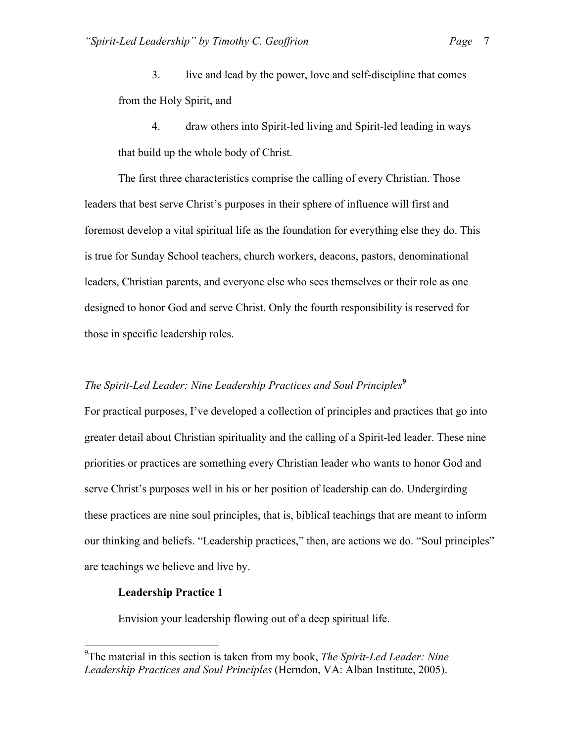3. live and lead by the power, love and self-discipline that comes from the Holy Spirit, and

4. draw others into Spirit-led living and Spirit-led leading in ways that build up the whole body of Christ.

The first three characteristics comprise the calling of every Christian. Those leaders that best serve Christ's purposes in their sphere of influence will first and foremost develop a vital spiritual life as the foundation for everything else they do. This is true for Sunday School teachers, church workers, deacons, pastors, denominational leaders, Christian parents, and everyone else who sees themselves or their role as one designed to honor God and serve Christ. Only the fourth responsibility is reserved for those in specific leadership roles.

### *The Spirit-Led Leader: Nine Leadership Practices and Soul Principles*[9]

For practical purposes, I've developed a collection of principles and practices that go into greater detail about Christian spirituality and the calling of a Spirit-led leader. These nine priorities or practices are something every Christian leader who wants to honor God and serve Christ's purposes well in his or her position of leadership can do. Undergirding these practices are nine soul principles, that is, biblical teachings that are meant to inform our thinking and beliefs. "Leadership practices," then, are actions we do. "Soul principles" are teachings we believe and live by.

**Leadership Practice 1**

Envision your leadership flowing out of a deep spiritual life.

---

[9]The material in this section is taken from my book, *The Spirit-Led Leader: Nine Leadership Practices and Soul Principles* (Herndon, VA: Alban Institute, 2005).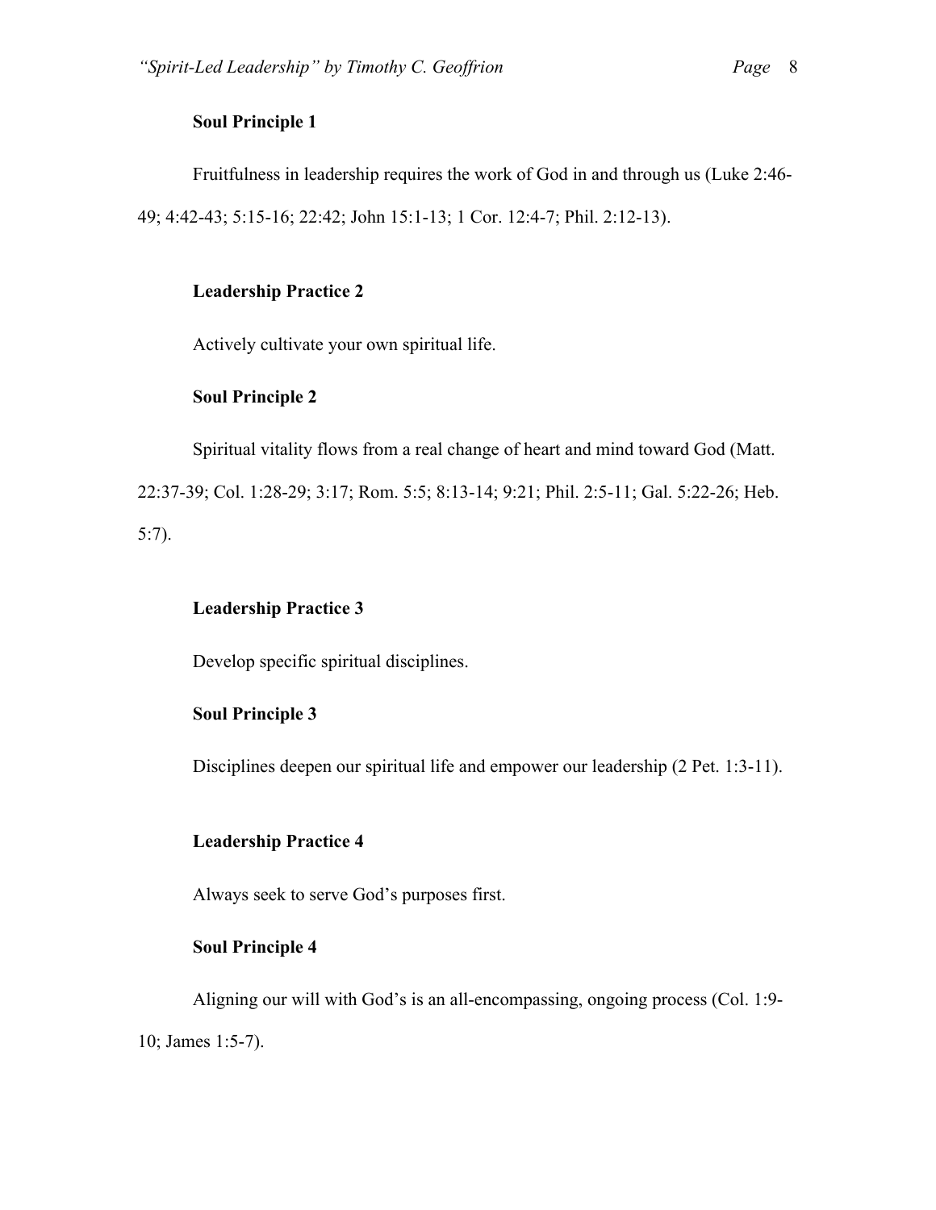**Soul Principle 1**

Fruitfulness in leadership requires the work of God in and through us (Luke 2:46-49; 4:42-43; 5:15-16; 22:42; John 15:1-13; 1 Cor. 12:4-7; Phil. 2:12-13).

**Leadership Practice 2**

Actively cultivate your own spiritual life.

**Soul Principle 2**

Spiritual vitality flows from a real change of heart and mind toward God (Matt. 22:37-39; Col. 1:28-29; 3:17; Rom. 5:5; 8:13-14; 9:21; Phil. 2:5-11; Gal. 5:22-26; Heb. 5:7).

**Leadership Practice 3**

Develop specific spiritual disciplines.

**Soul Principle 3**

Disciplines deepen our spiritual life and empower our leadership (2 Pet. 1:3-11).

**Leadership Practice 4**

Always seek to serve God's purposes first.

**Soul Principle 4**

Aligning our will with God's is an all-encompassing, ongoing process (Col. 1:9-10; James 1:5-7).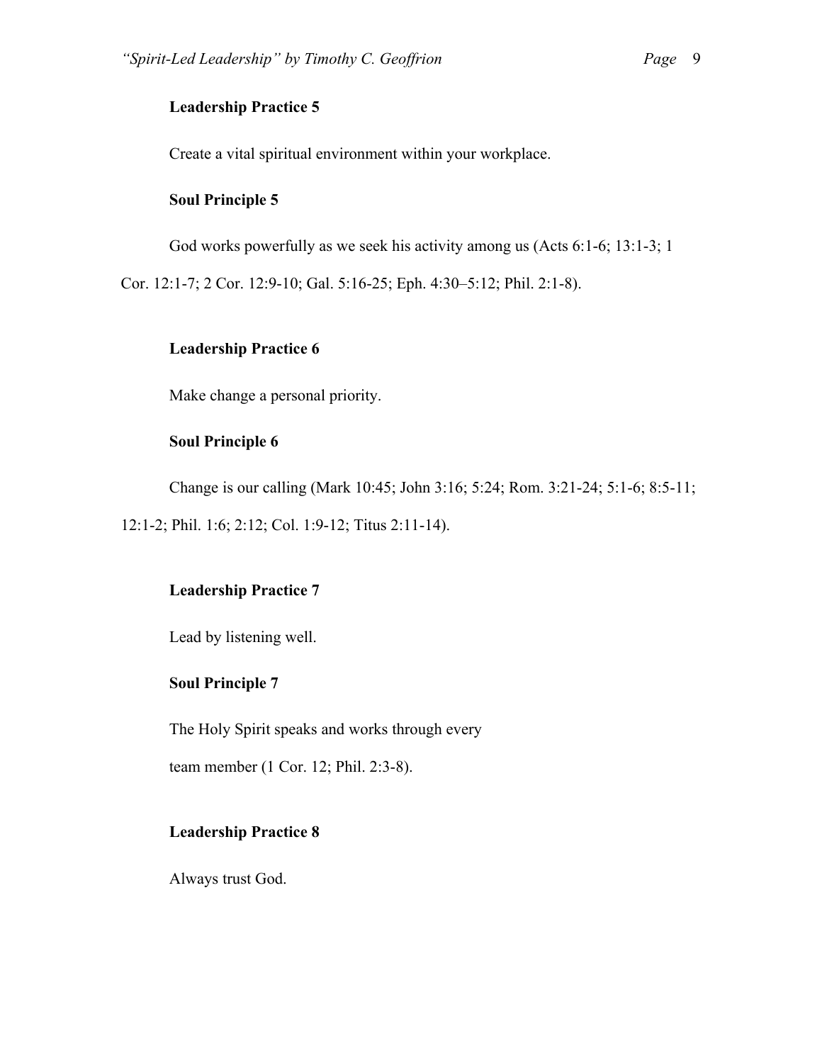**Leadership Practice 5**

Create a vital spiritual environment within your workplace.

**Soul Principle 5**

God works powerfully as we seek his activity among us (Acts 6:1-6; 13:1-3; 1 Cor. 12:1-7; 2 Cor. 12:9-10; Gal. 5:16-25; Eph. 4:30–5:12; Phil. 2:1-8).

**Leadership Practice 6**

Make change a personal priority.

**Soul Principle 6**

Change is our calling (Mark 10:45; John 3:16; 5:24; Rom. 3:21-24; 5:1-6; 8:5-11; 12:1-2; Phil. 1:6; 2:12; Col. 1:9-12; Titus 2:11-14).

**Leadership Practice 7**

Lead by listening well.

**Soul Principle 7**

The Holy Spirit speaks and works through every team member (1 Cor. 12; Phil. 2:3-8).

**Leadership Practice 8**

Always trust God.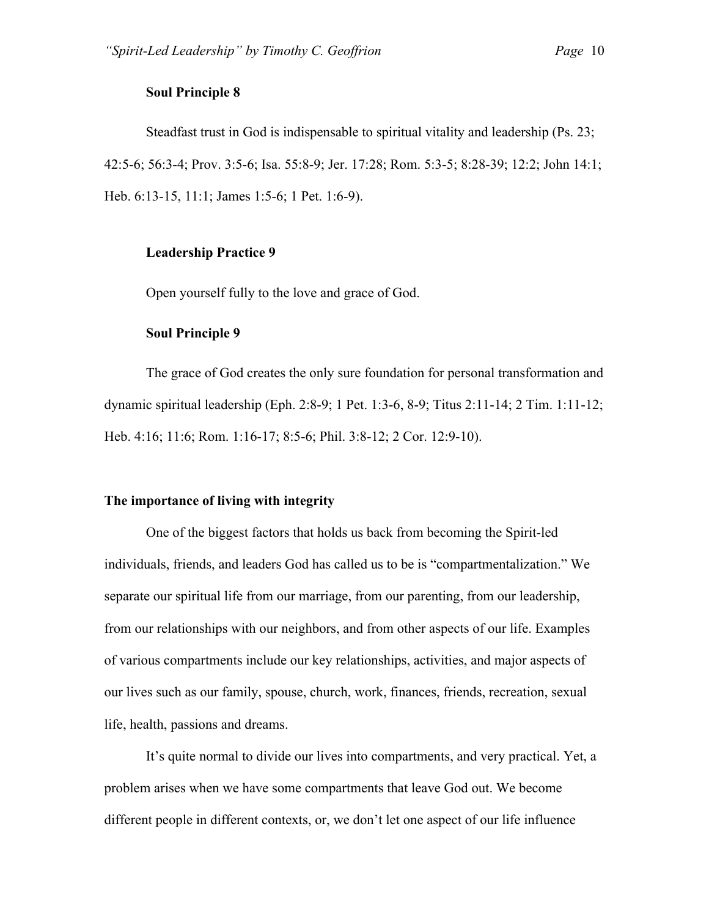**Soul Principle 8**

Steadfast trust in God is indispensable to spiritual vitality and leadership (Ps. 23; 42:5-6; 56:3-4; Prov. 3:5-6; Isa. 55:8-9; Jer. 17:28; Rom. 5:3-5; 8:28-39; 12:2; John 14:1; Heb. 6:13-15, 11:1; James 1:5-6; 1 Pet. 1:6-9).

**Leadership Practice 9**

Open yourself fully to the love and grace of God.

**Soul Principle 9**

The grace of God creates the only sure foundation for personal transformation and dynamic spiritual leadership (Eph. 2:8-9; 1 Pet. 1:3-6, 8-9; Titus 2:11-14; 2 Tim. 1:11-12; Heb. 4:16; 11:6; Rom. 1:16-17; 8:5-6; Phil. 3:8-12; 2 Cor. 12:9-10).

## The importance of living with integrity

One of the biggest factors that holds us back from becoming the Spirit-led individuals, friends, and leaders God has called us to be is "compartmentalization." We separate our spiritual life from our marriage, from our parenting, from our leadership, from our relationships with our neighbors, and from other aspects of our life. Examples of various compartments include our key relationships, activities, and major aspects of our lives such as our family, spouse, church, work, finances, friends, recreation, sexual life, health, passions and dreams.

It's quite normal to divide our lives into compartments, and very practical. Yet, a problem arises when we have some compartments that leave God out. We become different people in different contexts, or, we don't let one aspect of our life influence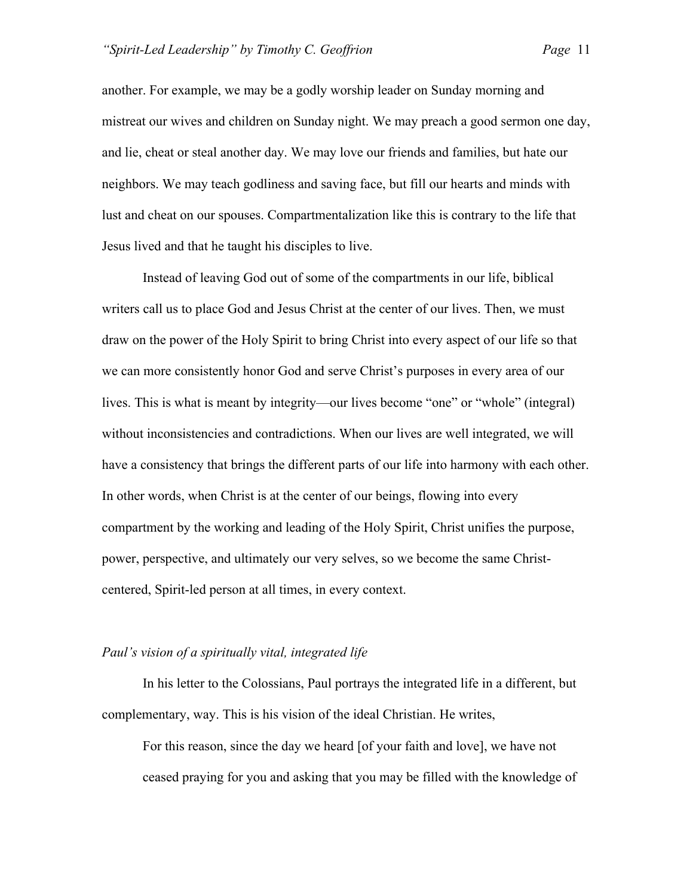another. For example, we may be a godly worship leader on Sunday morning and mistreat our wives and children on Sunday night. We may preach a good sermon one day, and lie, cheat or steal another day. We may love our friends and families, but hate our neighbors. We may teach godliness and saving face, but fill our hearts and minds with lust and cheat on our spouses. Compartmentalization like this is contrary to the life that Jesus lived and that he taught his disciples to live.

Instead of leaving God out of some of the compartments in our life, biblical writers call us to place God and Jesus Christ at the center of our lives. Then, we must draw on the power of the Holy Spirit to bring Christ into every aspect of our life so that we can more consistently honor God and serve Christ's purposes in every area of our lives. This is what is meant by integrity—our lives become "one" or "whole" (integral) without inconsistencies and contradictions. When our lives are well integrated, we will have a consistency that brings the different parts of our life into harmony with each other. In other words, when Christ is at the center of our beings, flowing into every compartment by the working and leading of the Holy Spirit, Christ unifies the purpose, power, perspective, and ultimately our very selves, so we become the same Christ-centered, Spirit-led person at all times, in every context.

### *Paul's vision of a spiritually vital, integrated life*

In his letter to the Colossians, Paul portrays the integrated life in a different, but complementary, way. This is his vision of the ideal Christian. He writes,

> For this reason, since the day we heard [of your faith and love], we have not ceased praying for you and asking that you may be filled with the knowledge of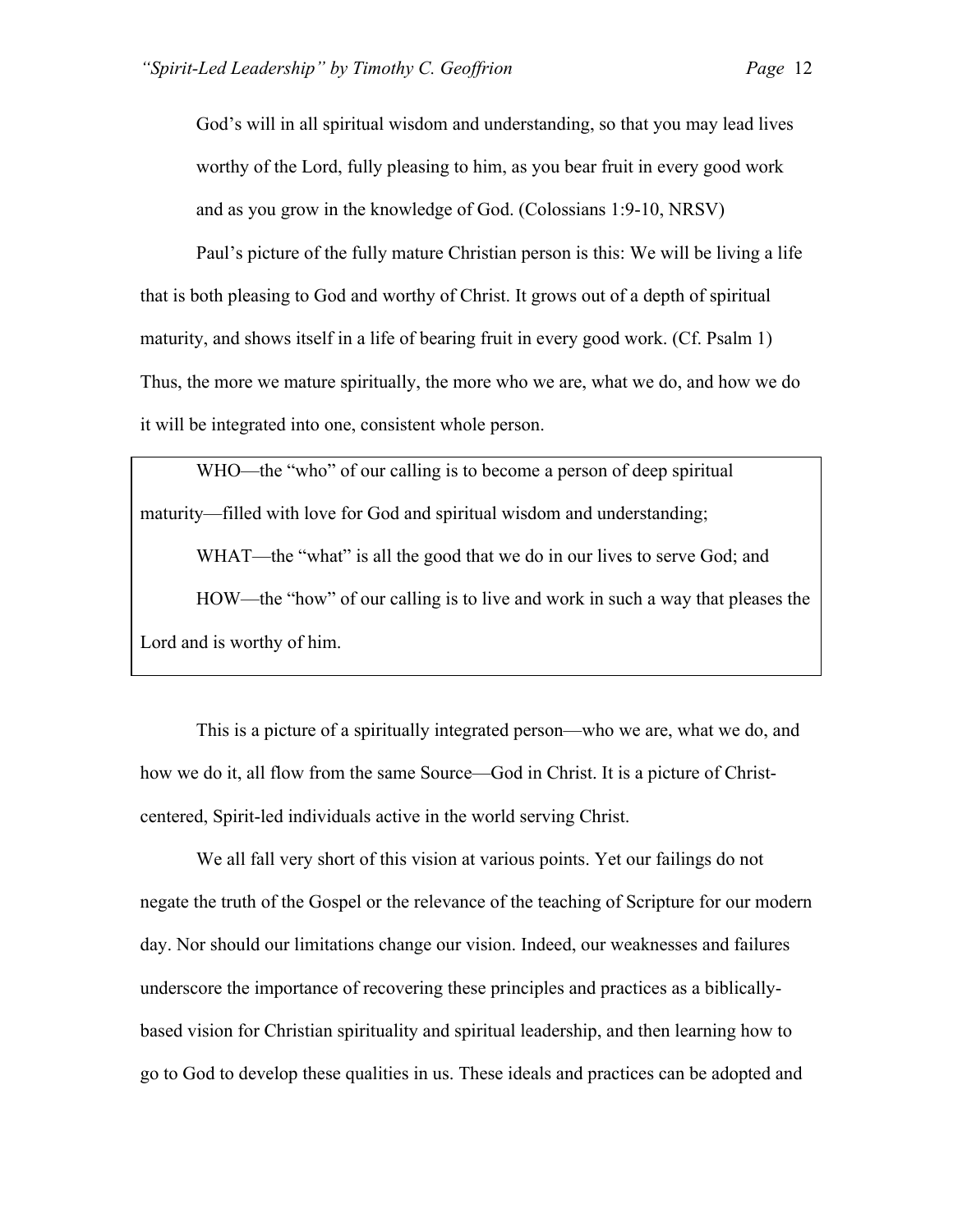God's will in all spiritual wisdom and understanding, so that you may lead lives worthy of the Lord, fully pleasing to him, as you bear fruit in every good work and as you grow in the knowledge of God. (Colossians 1:9-10, NRSV)

Paul's picture of the fully mature Christian person is this: We will be living a life that is both pleasing to God and worthy of Christ. It grows out of a depth of spiritual maturity, and shows itself in a life of bearing fruit in every good work. (Cf. Psalm 1) Thus, the more we mature spiritually, the more who we are, what we do, and how we do it will be integrated into one, consistent whole person.

> WHO—the "who" of our calling is to become a person of deep spiritual maturity—filled with love for God and spiritual wisdom and understanding;
>
> WHAT—the "what" is all the good that we do in our lives to serve God; and
>
> HOW—the "how" of our calling is to live and work in such a way that pleases the Lord and is worthy of him.

This is a picture of a spiritually integrated person—who we are, what we do, and how we do it, all flow from the same Source—God in Christ. It is a picture of Christ-centered, Spirit-led individuals active in the world serving Christ.

We all fall very short of this vision at various points. Yet our failings do not negate the truth of the Gospel or the relevance of the teaching of Scripture for our modern day. Nor should our limitations change our vision. Indeed, our weaknesses and failures underscore the importance of recovering these principles and practices as a biblically-based vision for Christian spirituality and spiritual leadership, and then learning how to go to God to develop these qualities in us. These ideals and practices can be adopted and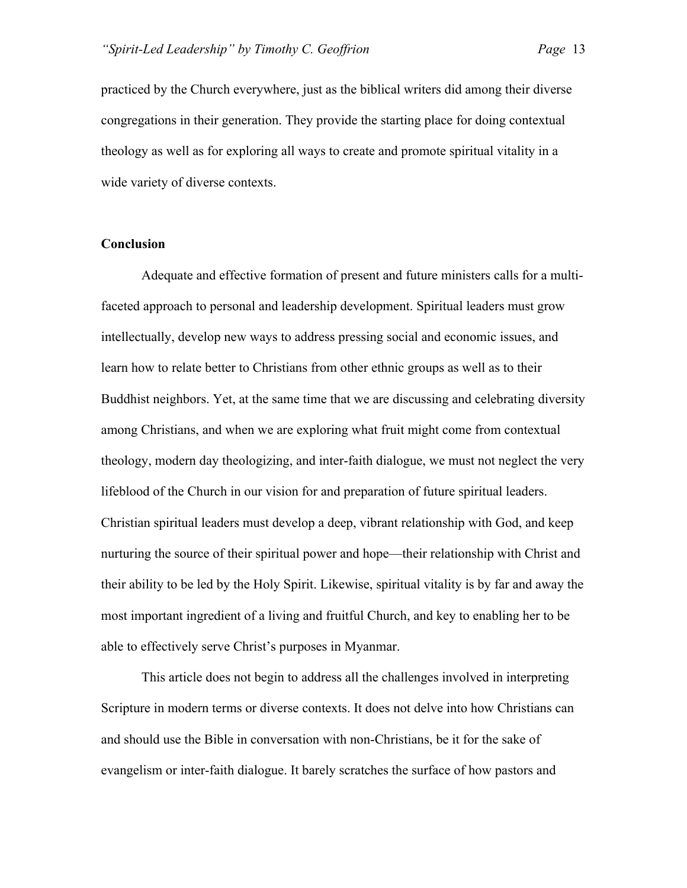practiced by the Church everywhere, just as the biblical writers did among their diverse congregations in their generation. They provide the starting place for doing contextual theology as well as for exploring all ways to create and promote spiritual vitality in a wide variety of diverse contexts.

## Conclusion

Adequate and effective formation of present and future ministers calls for a multi-faceted approach to personal and leadership development. Spiritual leaders must grow intellectually, develop new ways to address pressing social and economic issues, and learn how to relate better to Christians from other ethnic groups as well as to their Buddhist neighbors. Yet, at the same time that we are discussing and celebrating diversity among Christians, and when we are exploring what fruit might come from contextual theology, modern day theologizing, and inter-faith dialogue, we must not neglect the very lifeblood of the Church in our vision for and preparation of future spiritual leaders. Christian spiritual leaders must develop a deep, vibrant relationship with God, and keep nurturing the source of their spiritual power and hope—their relationship with Christ and their ability to be led by the Holy Spirit. Likewise, spiritual vitality is by far and away the most important ingredient of a living and fruitful Church, and key to enabling her to be able to effectively serve Christ's purposes in Myanmar.

This article does not begin to address all the challenges involved in interpreting Scripture in modern terms or diverse contexts. It does not delve into how Christians can and should use the Bible in conversation with non-Christians, be it for the sake of evangelism or inter-faith dialogue. It barely scratches the surface of how pastors and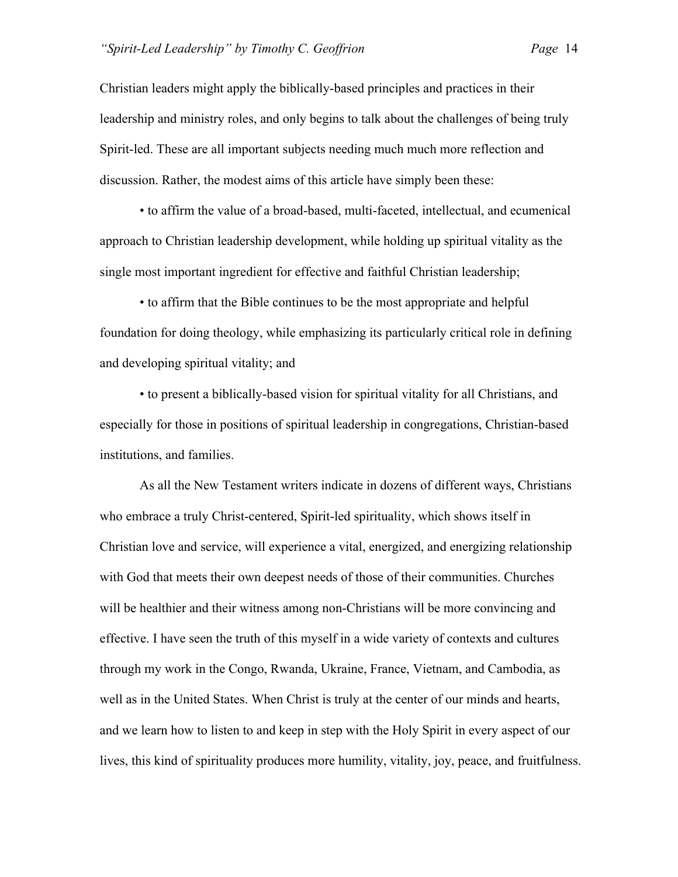Christian leaders might apply the biblically-based principles and practices in their leadership and ministry roles, and only begins to talk about the challenges of being truly Spirit-led. These are all important subjects needing much much more reflection and discussion. Rather, the modest aims of this article have simply been these:

• to affirm the value of a broad-based, multi-faceted, intellectual, and ecumenical approach to Christian leadership development, while holding up spiritual vitality as the single most important ingredient for effective and faithful Christian leadership;

• to affirm that the Bible continues to be the most appropriate and helpful foundation for doing theology, while emphasizing its particularly critical role in defining and developing spiritual vitality; and

• to present a biblically-based vision for spiritual vitality for all Christians, and especially for those in positions of spiritual leadership in congregations, Christian-based institutions, and families.

As all the New Testament writers indicate in dozens of different ways, Christians who embrace a truly Christ-centered, Spirit-led spirituality, which shows itself in Christian love and service, will experience a vital, energized, and energizing relationship with God that meets their own deepest needs of those of their communities. Churches will be healthier and their witness among non-Christians will be more convincing and effective. I have seen the truth of this myself in a wide variety of contexts and cultures through my work in the Congo, Rwanda, Ukraine, France, Vietnam, and Cambodia, as well as in the United States. When Christ is truly at the center of our minds and hearts, and we learn how to listen to and keep in step with the Holy Spirit in every aspect of our lives, this kind of spirituality produces more humility, vitality, joy, peace, and fruitfulness.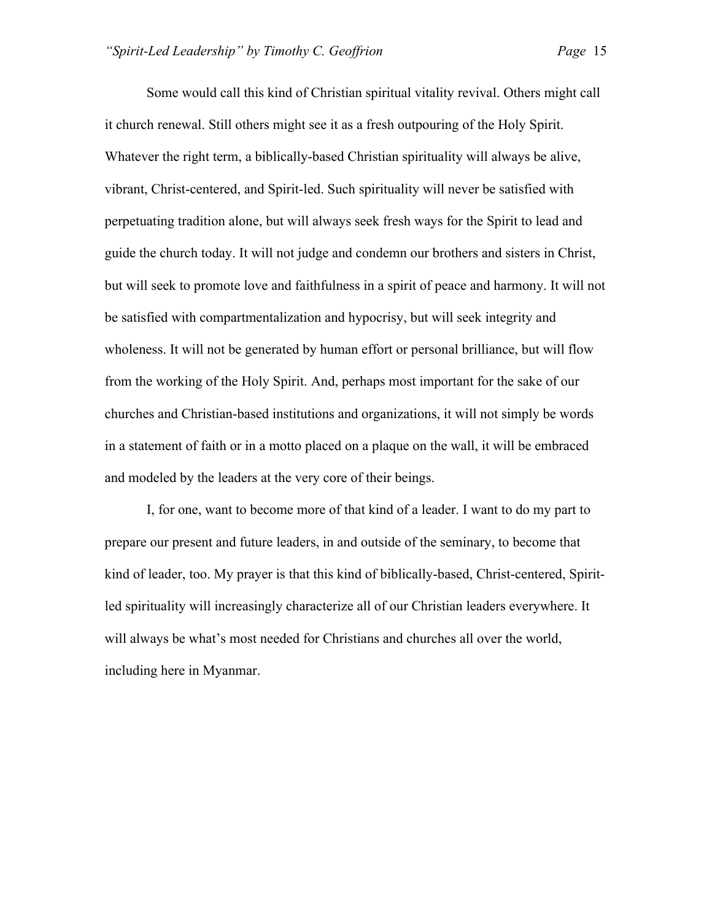Some would call this kind of Christian spiritual vitality revival. Others might call it church renewal. Still others might see it as a fresh outpouring of the Holy Spirit. Whatever the right term, a biblically-based Christian spirituality will always be alive, vibrant, Christ-centered, and Spirit-led. Such spirituality will never be satisfied with perpetuating tradition alone, but will always seek fresh ways for the Spirit to lead and guide the church today. It will not judge and condemn our brothers and sisters in Christ, but will seek to promote love and faithfulness in a spirit of peace and harmony. It will not be satisfied with compartmentalization and hypocrisy, but will seek integrity and wholeness. It will not be generated by human effort or personal brilliance, but will flow from the working of the Holy Spirit. And, perhaps most important for the sake of our churches and Christian-based institutions and organizations, it will not simply be words in a statement of faith or in a motto placed on a plaque on the wall, it will be embraced and modeled by the leaders at the very core of their beings.

I, for one, want to become more of that kind of a leader. I want to do my part to prepare our present and future leaders, in and outside of the seminary, to become that kind of leader, too. My prayer is that this kind of biblically-based, Christ-centered, Spirit-led spirituality will increasingly characterize all of our Christian leaders everywhere. It will always be what's most needed for Christians and churches all over the world, including here in Myanmar.